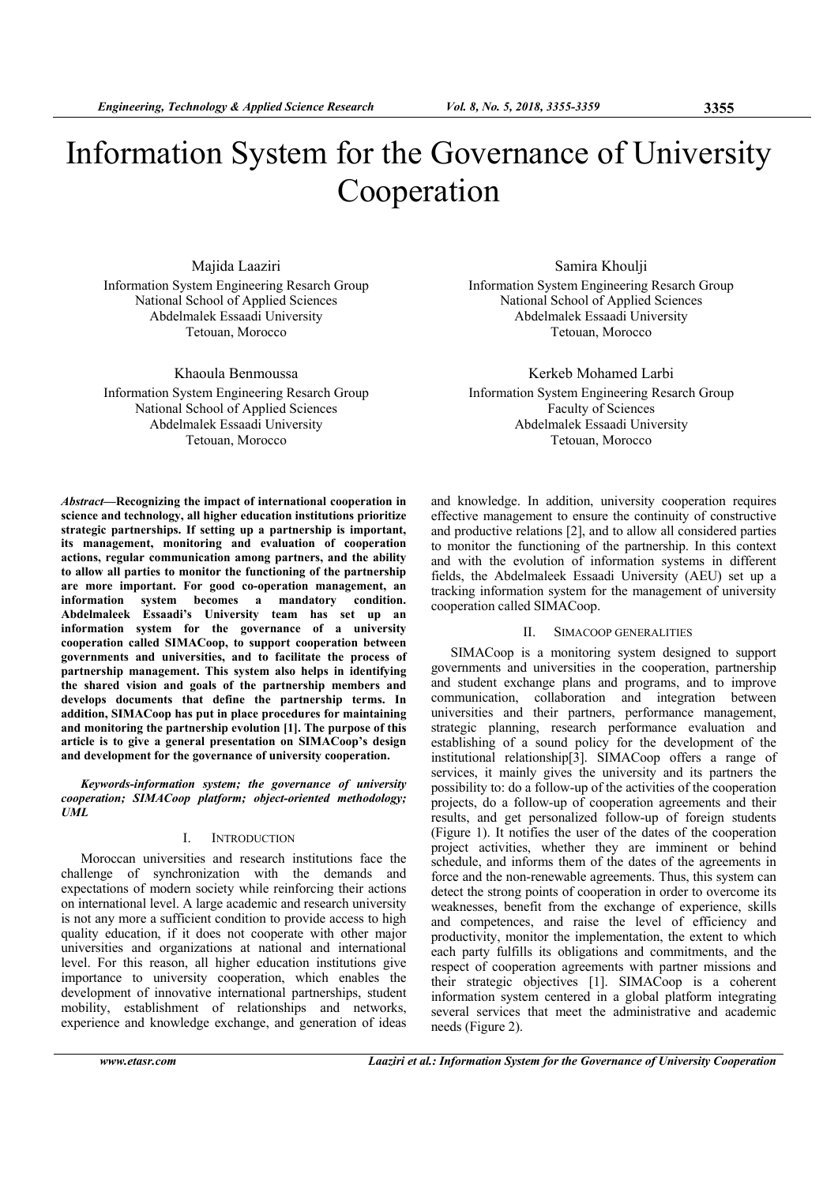# Information System for the Governance of University Cooperation

Majida Laaziri
Information System Engineering Resarch Group
National School of Applied Sciences
Abdelmalek Essaadi University
Tetouan, Morocco

Samira Khoulji
Information System Engineering Resarch Group
National School of Applied Sciences
Abdelmalek Essaadi University
Tetouan, Morocco

Khaoula Benmoussa
Information System Engineering Resarch Group
National School of Applied Sciences
Abdelmalek Essaadi University
Tetouan, Morocco

Kerkeb Mohamed Larbi
Information System Engineering Resarch Group
Faculty of Sciences
Abdelmalek Essaadi University
Tetouan, Morocco

***Abstract*—Recognizing the impact of international cooperation in science and technology, all higher education institutions prioritize strategic partnerships. If setting up a partnership is important, its management, monitoring and evaluation of cooperation actions, regular communication among partners, and the ability to allow all parties to monitor the functioning of the partnership are more important. For good co-operation management, an information system becomes a mandatory condition. Abdelmaleek Essaadi's University team has set up an information system for the governance of a university cooperation called SIMACoop, to support cooperation between governments and universities, and to facilitate the process of partnership management. This system also helps in identifying the shared vision and goals of the partnership members and develops documents that define the partnership terms. In addition, SIMACoop has put in place procedures for maintaining and monitoring the partnership evolution [1]. The purpose of this article is to give a general presentation on SIMACoop's design and development for the governance of university cooperation.**

***Keywords-information system; the governance of university cooperation; SIMACoop platform; object-oriented methodology; UML***

## I. Introduction

Moroccan universities and research institutions face the challenge of synchronization with the demands and expectations of modern society while reinforcing their actions on international level. A large academic and research university is not any more a sufficient condition to provide access to high quality education, if it does not cooperate with other major universities and organizations at national and international level. For this reason, all higher education institutions give importance to university cooperation, which enables the development of innovative international partnerships, student mobility, establishment of relationships and networks, experience and knowledge exchange, and generation of ideas and knowledge. In addition, university cooperation requires effective management to ensure the continuity of constructive and productive relations [2], and to allow all considered parties to monitor the functioning of the partnership. In this context and with the evolution of information systems in different fields, the Abdelmaleek Essaadi University (AEU) set up a tracking information system for the management of university cooperation called SIMACoop.

## II. SIMACoop Generalities

SIMACoop is a monitoring system designed to support governments and universities in the cooperation, partnership and student exchange plans and programs, and to improve communication, collaboration and integration between universities and their partners, performance management, strategic planning, research performance evaluation and establishing of a sound policy for the development of the institutional relationship[3]. SIMACoop offers a range of services, it mainly gives the university and its partners the possibility to: do a follow-up of the activities of the cooperation projects, do a follow-up of cooperation agreements and their results, and get personalized follow-up of foreign students (Figure 1). It notifies the user of the dates of the cooperation project activities, whether they are imminent or behind schedule, and informs them of the dates of the agreements in force and the non-renewable agreements. Thus, this system can detect the strong points of cooperation in order to overcome its weaknesses, benefit from the exchange of experience, skills and competences, and raise the level of efficiency and productivity, monitor the implementation, the extent to which each party fulfills its obligations and commitments, and the respect of cooperation agreements with partner missions and their strategic objectives [1]. SIMACoop is a coherent information system centered in a global platform integrating several services that meet the administrative and academic needs (Figure 2).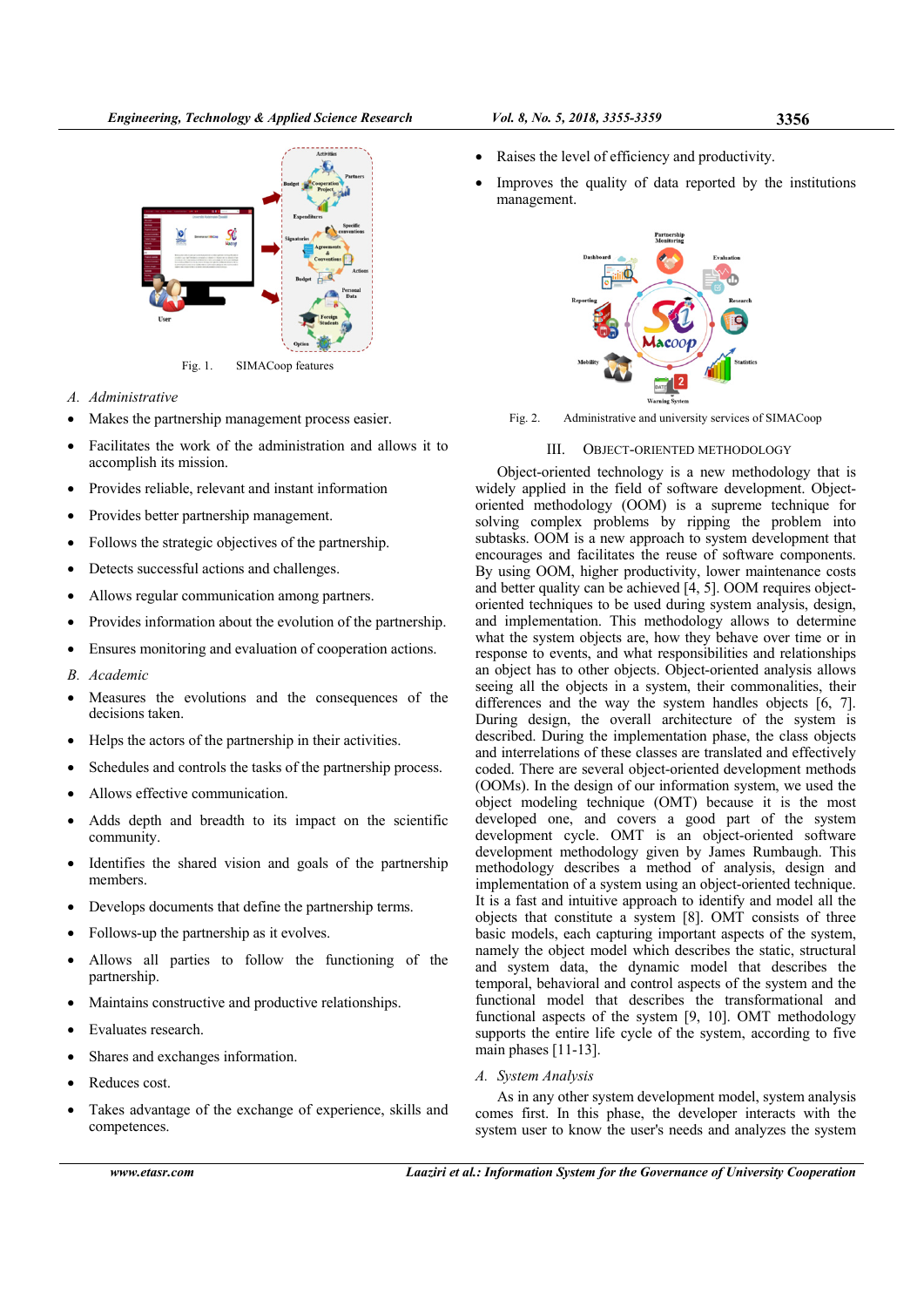Fig. 1. SIMACoop features

## A. *Administrative*

- Makes the partnership management process easier.
- Facilitates the work of the administration and allows it to accomplish its mission.
- Provides reliable, relevant and instant information
- Provides better partnership management.
- Follows the strategic objectives of the partnership.
- Detects successful actions and challenges.
- Allows regular communication among partners.
- Provides information about the evolution of the partnership.
- Ensures monitoring and evaluation of cooperation actions.

## B. *Academic*

- Measures the evolutions and the consequences of the decisions taken.
- Helps the actors of the partnership in their activities.
- Schedules and controls the tasks of the partnership process.
- Allows effective communication.
- Adds depth and breadth to its impact on the scientific community.
- Identifies the shared vision and goals of the partnership members.
- Develops documents that define the partnership terms.
- Follows-up the partnership as it evolves.
- Allows all parties to follow the functioning of the partnership.
- Maintains constructive and productive relationships.
- Evaluates research.
- Shares and exchanges information.
- Reduces cost.
- Takes advantage of the exchange of experience, skills and competences.
- Raises the level of efficiency and productivity.
- Improves the quality of data reported by the institutions management.

Fig. 2. Administrative and university services of SIMACoop

# III. OBJECT-ORIENTED METHODOLOGY

Object-oriented technology is a new methodology that is widely applied in the field of software development. Object-oriented methodology (OOM) is a supreme technique for solving complex problems by ripping the problem into subtasks. OOM is a new approach to system development that encourages and facilitates the reuse of software components. By using OOM, higher productivity, lower maintenance costs and better quality can be achieved [4, 5]. OOM requires object-oriented techniques to be used during system analysis, design, and implementation. This methodology allows to determine what the system objects are, how they behave over time or in response to events, and what responsibilities and relationships an object has to other objects. Object-oriented analysis allows seeing all the objects in a system, their commonalities, their differences and the way the system handles objects [6, 7]. During design, the overall architecture of the system is described. During the implementation phase, the class objects and interrelations of these classes are translated and effectively coded. There are several object-oriented development methods (OOMs). In the design of our information system, we used the object modeling technique (OMT) because it is the most developed one, and covers a good part of the system development cycle. OMT is an object-oriented software development methodology given by James Rumbaugh. This methodology describes a method of analysis, design and implementation of a system using an object-oriented technique. It is a fast and intuitive approach to identify and model all the objects that constitute a system [8]. OMT consists of three basic models, each capturing important aspects of the system, namely the object model which describes the static, structural and system data, the dynamic model that describes the temporal, behavioral and control aspects of the system and the functional model that describes the transformational and functional aspects of the system [9, 10]. OMT methodology supports the entire life cycle of the system, according to five main phases [11-13].

## A. *System Analysis*

As in any other system development model, system analysis comes first. In this phase, the developer interacts with the system user to know the user's needs and analyzes the system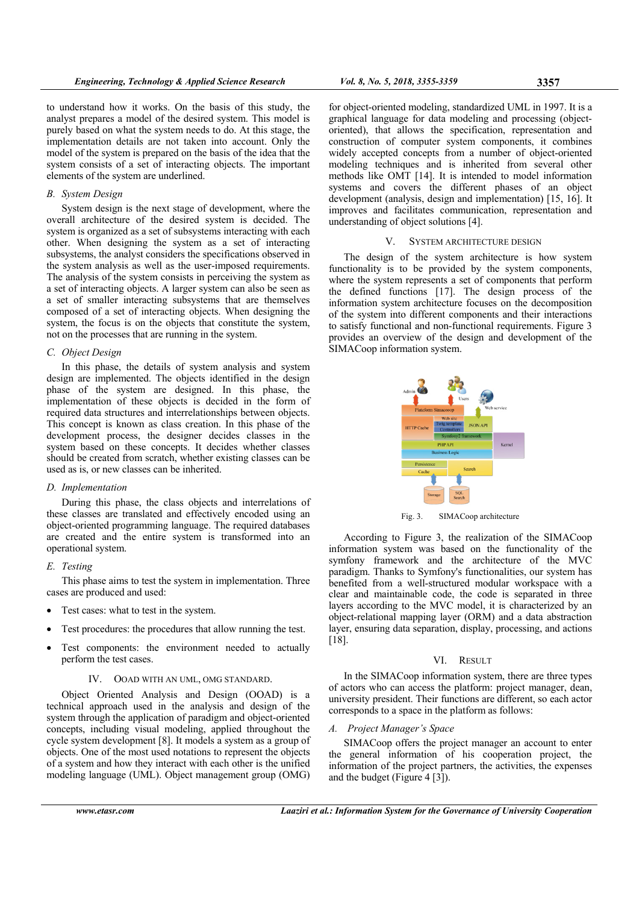to understand how it works. On the basis of this study, the analyst prepares a model of the desired system. This model is purely based on what the system needs to do. At this stage, the implementation details are not taken into account. Only the model of the system is prepared on the basis of the idea that the system consists of a set of interacting objects. The important elements of the system are underlined.

### *B. System Design*

System design is the next stage of development, where the overall architecture of the desired system is decided. The system is organized as a set of subsystems interacting with each other. When designing the system as a set of interacting subsystems, the analyst considers the specifications observed in the system analysis as well as the user-imposed requirements. The analysis of the system consists in perceiving the system as a set of interacting objects. A larger system can also be seen as a set of smaller interacting subsystems that are themselves composed of a set of interacting objects. When designing the system, the focus is on the objects that constitute the system, not on the processes that are running in the system.

### *C. Object Design*

In this phase, the details of system analysis and system design are implemented. The objects identified in the design phase of the system are designed. In this phase, the implementation of these objects is decided in the form of required data structures and interrelationships between objects. This concept is known as class creation. In this phase of the development process, the designer decides classes in the system based on these concepts. It decides whether classes should be created from scratch, whether existing classes can be used as is, or new classes can be inherited.

### *D. Implementation*

During this phase, the class objects and interrelations of these classes are translated and effectively encoded using an object-oriented programming language. The required databases are created and the entire system is transformed into an operational system.

### *E. Testing*

This phase aims to test the system in implementation. Three cases are produced and used:

- Test cases: what to test in the system.
- Test procedures: the procedures that allow running the test.
- Test components: the environment needed to actually perform the test cases.

## IV. OOAD WITH AN UML, OMG STANDARD.

Object Oriented Analysis and Design (OOAD) is a technical approach used in the analysis and design of the system through the application of paradigm and object-oriented concepts, including visual modeling, applied throughout the cycle system development [8]. It models a system as a group of objects. One of the most used notations to represent the objects of a system and how they interact with each other is the unified modeling language (UML). Object management group (OMG) for object-oriented modeling, standardized UML in 1997. It is a graphical language for data modeling and processing (object-oriented), that allows the specification, representation and construction of computer system components, it combines widely accepted concepts from a number of object-oriented modeling techniques and is inherited from several other methods like OMT [14]. It is intended to model information systems and covers the different phases of an object development (analysis, design and implementation) [15, 16]. It improves and facilitates communication, representation and understanding of object solutions [4].

## V. SYSTEM ARCHITECTURE DESIGN

The design of the system architecture is how system functionality is to be provided by the system components, where the system represents a set of components that perform the defined functions [17]. The design process of the information system architecture focuses on the decomposition of the system into different components and their interactions to satisfy functional and non-functional requirements. Figure 3 provides an overview of the design and development of the SIMACoop information system.

Fig. 3. SIMACoop architecture

According to Figure 3, the realization of the SIMACoop information system was based on the functionality of the symfony framework and the architecture of the MVC paradigm. Thanks to Symfony's functionalities, our system has benefited from a well-structured modular workspace with a clear and maintainable code, the code is separated in three layers according to the MVC model, it is characterized by an object-relational mapping layer (ORM) and a data abstraction layer, ensuring data separation, display, processing, and actions [18].

## VI. RESULT

In the SIMACoop information system, there are three types of actors who can access the platform: project manager, dean, university president. Their functions are different, so each actor corresponds to a space in the platform as follows:

### *A. Project Manager's Space*

SIMACoop offers the project manager an account to enter the general information of his cooperation project, the information of the project partners, the activities, the expenses and the budget (Figure 4 [3]).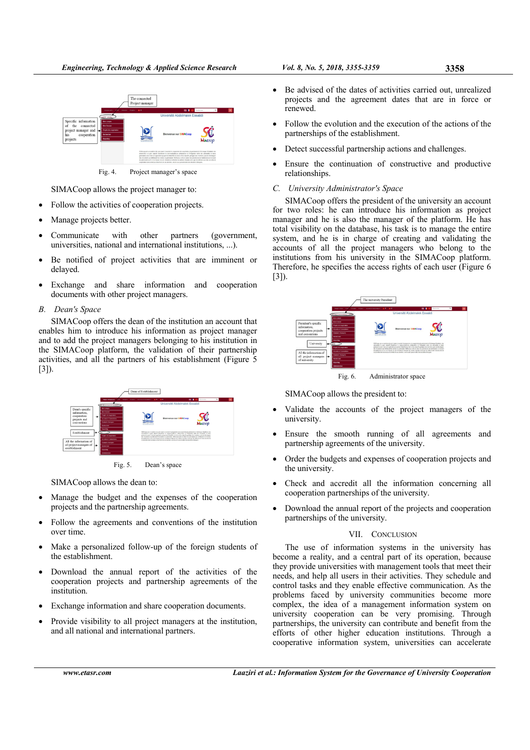Fig. 4. Project manager's space

SIMACoop allows the project manager to:

- Follow the activities of cooperation projects.
- Manage projects better.
- Communicate with other partners (government, universities, national and international institutions, ...).
- Be notified of project activities that are imminent or delayed.
- Exchange and share information and cooperation documents with other project managers.

### *B. Dean's Space*

SIMACoop offers the dean of the institution an account that enables him to introduce his information as project manager and to add the project managers belonging to his institution in the SIMACoop platform, the validation of their partnership activities, and all the partners of his establishment (Figure 5 [3]).

Fig. 5. Dean's space

SIMACoop allows the dean to:

- Manage the budget and the expenses of the cooperation projects and the partnership agreements.
- Follow the agreements and conventions of the institution over time.
- Make a personalized follow-up of the foreign students of the establishment.
- Download the annual report of the activities of the cooperation projects and partnership agreements of the institution.
- Exchange information and share cooperation documents.
- Provide visibility to all project managers at the institution, and all national and international partners.
- Be advised of the dates of activities carried out, unrealized projects and the agreement dates that are in force or renewed.
- Follow the evolution and the execution of the actions of the partnerships of the establishment.
- Detect successful partnership actions and challenges.
- Ensure the continuation of constructive and productive relationships.

### *C. University Administrator's Space*

SIMACoop offers the president of the university an account for two roles: he can introduce his information as project manager and he is also the manager of the platform. He has total visibility on the database, his task is to manage the entire system, and he is in charge of creating and validating the accounts of all the project managers who belong to the institutions from his university in the SIMACoop platform. Therefore, he specifies the access rights of each user (Figure 6 [3]).

Fig. 6. Administrator space

SIMACoop allows the president to:

- Validate the accounts of the project managers of the university.
- Ensure the smooth running of all agreements and partnership agreements of the university.
- Order the budgets and expenses of cooperation projects and the university.
- Check and accredit all the information concerning all cooperation partnerships of the university.
- Download the annual report of the projects and cooperation partnerships of the university.

## VII. Conclusion

The use of information systems in the university has become a reality, and a central part of its operation, because they provide universities with management tools that meet their needs, and help all users in their activities. They schedule and control tasks and they enable effective communication. As the problems faced by university communities become more complex, the idea of a management information system on university cooperation can be very promising. Through partnerships, the university can contribute and benefit from the efforts of other higher education institutions. Through a cooperative information system, universities can accelerate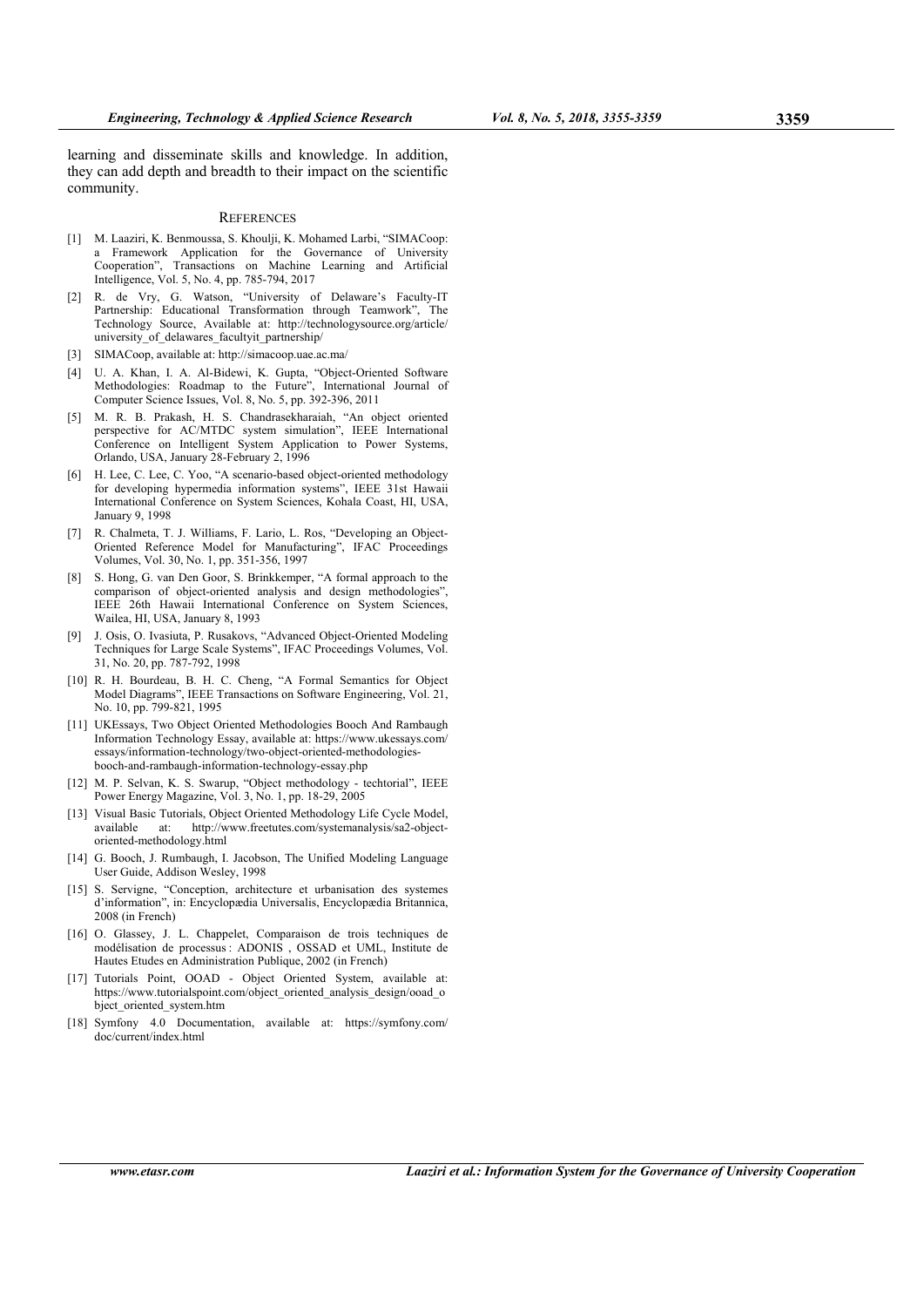learning and disseminate skills and knowledge. In addition, they can add depth and breadth to their impact on the scientific community.

## REFERENCES

- [1] M. Laaziri, K. Benmoussa, S. Khoulji, K. Mohamed Larbi, "SIMACoop: a Framework Application for the Governance of University Cooperation", Transactions on Machine Learning and Artificial Intelligence, Vol. 5, No. 4, pp. 785-794, 2017
- [2] R. de Vry, G. Watson, "University of Delaware's Faculty-IT Partnership: Educational Transformation through Teamwork", The Technology Source, Available at: http://technologysource.org/article/university_of_delawares_facultyit_partnership/
- [3] SIMACoop, available at: http://simacoop.uae.ac.ma/
- [4] U. A. Khan, I. A. Al-Bidewi, K. Gupta, "Object-Oriented Software Methodologies: Roadmap to the Future", International Journal of Computer Science Issues, Vol. 8, No. 5, pp. 392-396, 2011
- [5] M. R. B. Prakash, H. S. Chandrasekharaiah, "An object oriented perspective for AC/MTDC system simulation", IEEE International Conference on Intelligent System Application to Power Systems, Orlando, USA, January 28-February 2, 1996
- [6] H. Lee, C. Lee, C. Yoo, "A scenario-based object-oriented methodology for developing hypermedia information systems", IEEE 31st Hawaii International Conference on System Sciences, Kohala Coast, HI, USA, January 9, 1998
- [7] R. Chalmeta, T. J. Williams, F. Lario, L. Ros, "Developing an Object-Oriented Reference Model for Manufacturing", IFAC Proceedings Volumes, Vol. 30, No. 1, pp. 351-356, 1997
- [8] S. Hong, G. van Den Goor, S. Brinkkemper, "A formal approach to the comparison of object-oriented analysis and design methodologies", IEEE 26th Hawaii International Conference on System Sciences, Wailea, HI, USA, January 8, 1993
- [9] J. Osis, O. Ivasiuta, P. Rusakovs, "Advanced Object-Oriented Modeling Techniques for Large Scale Systems", IFAC Proceedings Volumes, Vol. 31, No. 20, pp. 787-792, 1998
- [10] R. H. Bourdeau, B. H. C. Cheng, "A Formal Semantics for Object Model Diagrams", IEEE Transactions on Software Engineering, Vol. 21, No. 10, pp. 799-821, 1995
- [11] UKEssays, Two Object Oriented Methodologies Booch And Rambaugh Information Technology Essay, available at: https://www.ukessays.com/essays/information-technology/two-object-oriented-methodologies-booch-and-rambaugh-information-technology-essay.php
- [12] M. P. Selvan, K. S. Swarup, "Object methodology - techtorial", IEEE Power Energy Magazine, Vol. 3, No. 1, pp. 18-29, 2005
- [13] Visual Basic Tutorials, Object Oriented Methodology Life Cycle Model, available at: http://www.freetutes.com/systemanalysis/sa2-object-oriented-methodology.html
- [14] G. Booch, J. Rumbaugh, I. Jacobson, The Unified Modeling Language User Guide, Addison Wesley, 1998
- [15] S. Servigne, "Conception, architecture et urbanisation des systemes d'information", in: Encyclopædia Universalis, Encyclopædia Britannica, 2008 (in French)
- [16] O. Glassey, J. L. Chappelet, Comparaison de trois techniques de modélisation de processus : ADONIS , OSSAD et UML, Institute de Hautes Etudes en Administration Publique, 2002 (in French)
- [17] Tutorials Point, OOAD - Object Oriented System, available at: https://www.tutorialspoint.com/object_oriented_analysis_design/ooad_object_oriented_system.htm
- [18] Symfony 4.0 Documentation, available at: https://symfony.com/doc/current/index.html